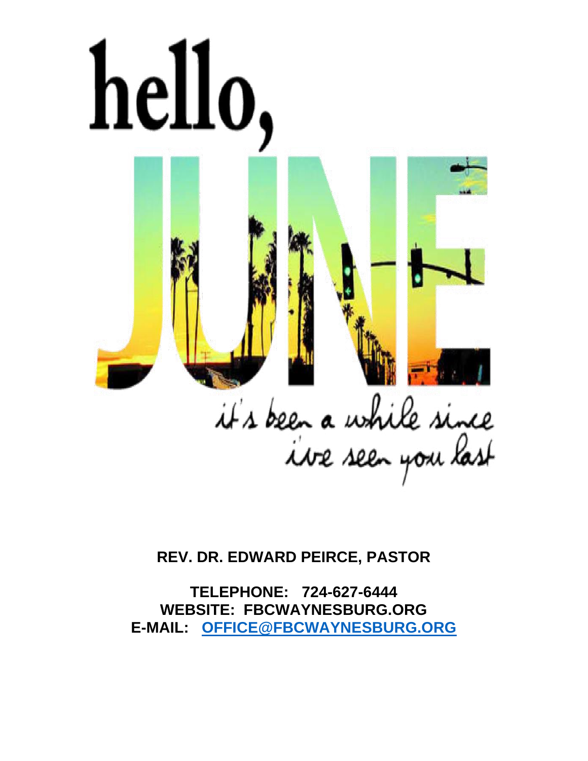# hello, JUNE

*it's been a while since ive seen you last*

**REV. DR. EDWARD PEIRCE, PASTOR**

**TELEPHONE: 724-627-6444**
**WEBSITE: FBCWAYNESBURG.ORG**
**E-MAIL: OFFICE@FBCWAYNESBURG.ORG**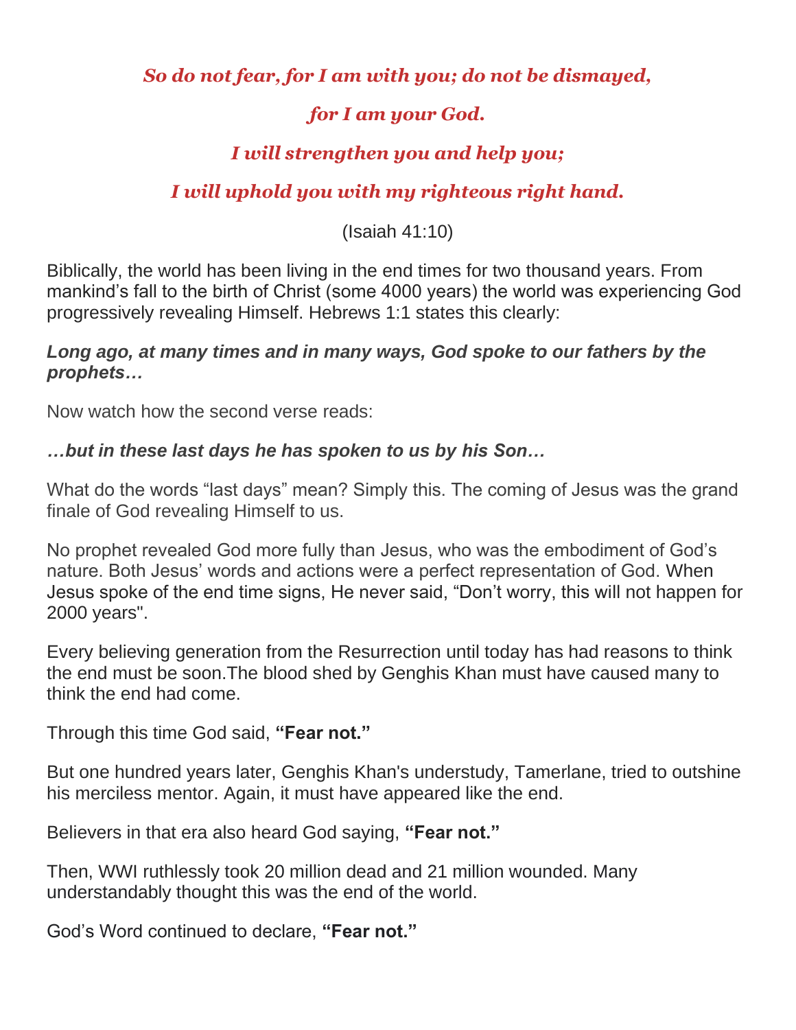*So do not fear, for I am with you; do not be dismayed,*

*for I am your God.*

*I will strengthen you and help you;*

*I will uphold you with my righteous right hand.*

(Isaiah 41:10)

Biblically, the world has been living in the end times for two thousand years. From mankind's fall to the birth of Christ (some 4000 years) the world was experiencing God progressively revealing Himself. Hebrews 1:1 states this clearly:

***Long ago, at many times and in many ways, God spoke to our fathers by the prophets…***

Now watch how the second verse reads:

***…but in these last days he has spoken to us by his Son…***

What do the words "last days" mean? Simply this. The coming of Jesus was the grand finale of God revealing Himself to us.

No prophet revealed God more fully than Jesus, who was the embodiment of God's nature. Both Jesus' words and actions were a perfect representation of God. When Jesus spoke of the end time signs, He never said, "Don't worry, this will not happen for 2000 years".

Every believing generation from the Resurrection until today has had reasons to think the end must be soon.The blood shed by Genghis Khan must have caused many to think the end had come.

Through this time God said, **"Fear not."**

But one hundred years later, Genghis Khan's understudy, Tamerlane, tried to outshine his merciless mentor. Again, it must have appeared like the end.

Believers in that era also heard God saying, **"Fear not."**

Then, WWI ruthlessly took 20 million dead and 21 million wounded. Many understandably thought this was the end of the world.

God's Word continued to declare, **"Fear not."**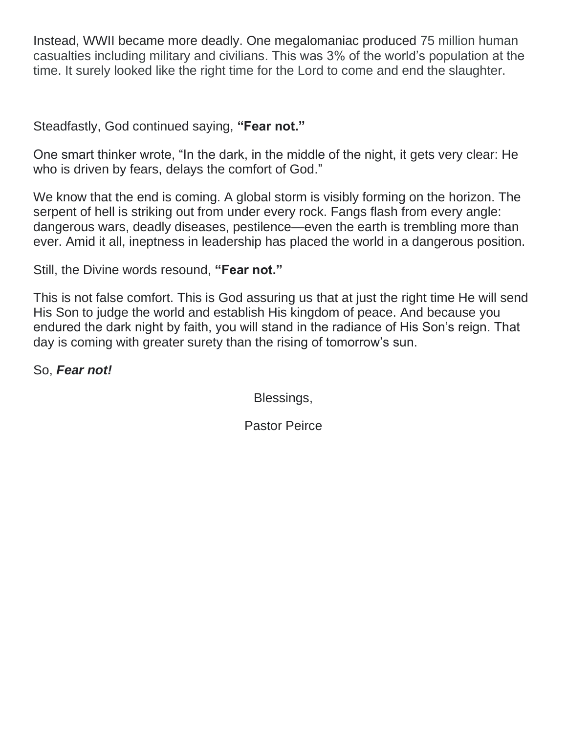Instead, WWII became more deadly. One megalomaniac produced 75 million human casualties including military and civilians. This was 3% of the world's population at the time. It surely looked like the right time for the Lord to come and end the slaughter.

Steadfastly, God continued saying, **"Fear not."**

One smart thinker wrote, "In the dark, in the middle of the night, it gets very clear: He who is driven by fears, delays the comfort of God."

We know that the end is coming. A global storm is visibly forming on the horizon. The serpent of hell is striking out from under every rock. Fangs flash from every angle: dangerous wars, deadly diseases, pestilence—even the earth is trembling more than ever. Amid it all, ineptness in leadership has placed the world in a dangerous position.

Still, the Divine words resound, **"Fear not."**

This is not false comfort. This is God assuring us that at just the right time He will send His Son to judge the world and establish His kingdom of peace. And because you endured the dark night by faith, you will stand in the radiance of His Son's reign. That day is coming with greater surety than the rising of tomorrow's sun.

So, ***Fear not!***

Blessings,

Pastor Peirce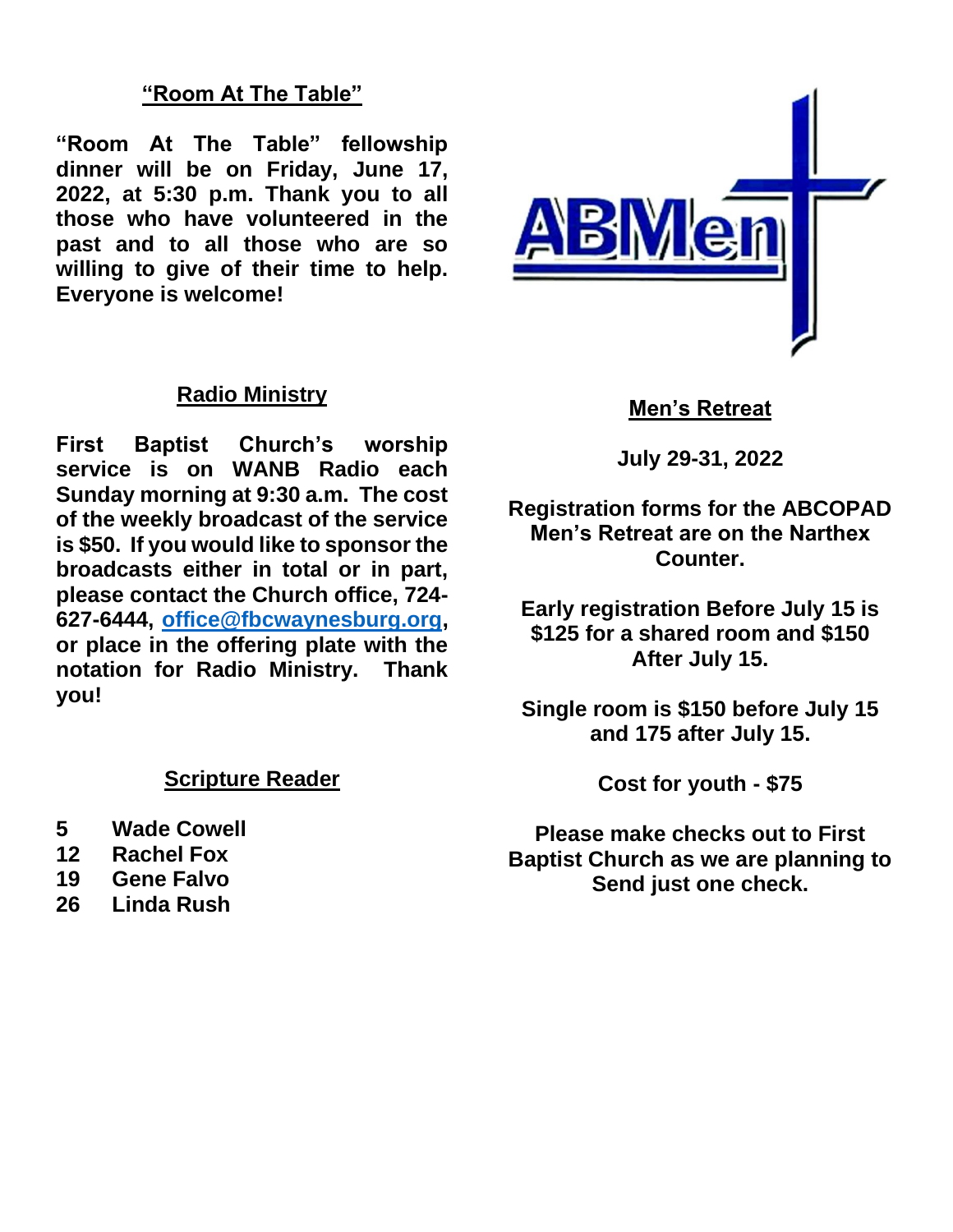## "Room At The Table"

**"Room At The Table" fellowship dinner will be on Friday, June 17, 2022, at 5:30 p.m. Thank you to all those who have volunteered in the past and to all those who are so willing to give of their time to help. Everyone is welcome!**

## Radio Ministry

**First Baptist Church's worship service is on WANB Radio each Sunday morning at 9:30 a.m. The cost of the weekly broadcast of the service is $50. If you would like to sponsor the broadcasts either in total or in part, please contact the Church office, 724-627-6444, office@fbcwaynesburg.org, or place in the offering plate with the notation for Radio Ministry. Thank you!**

## Scripture Reader

**5 Wade Cowell**
**12 Rachel Fox**
**19 Gene Falvo**
**26 Linda Rush**

ABMen

## Men's Retreat

**July 29-31, 2022**

**Registration forms for the ABCOPAD Men's Retreat are on the Narthex Counter.**

**Early registration Before July 15 is $125 for a shared room and $150 After July 15.**

**Single room is $150 before July 15 and 175 after July 15.**

**Cost for youth - $75**

**Please make checks out to First Baptist Church as we are planning to Send just one check.**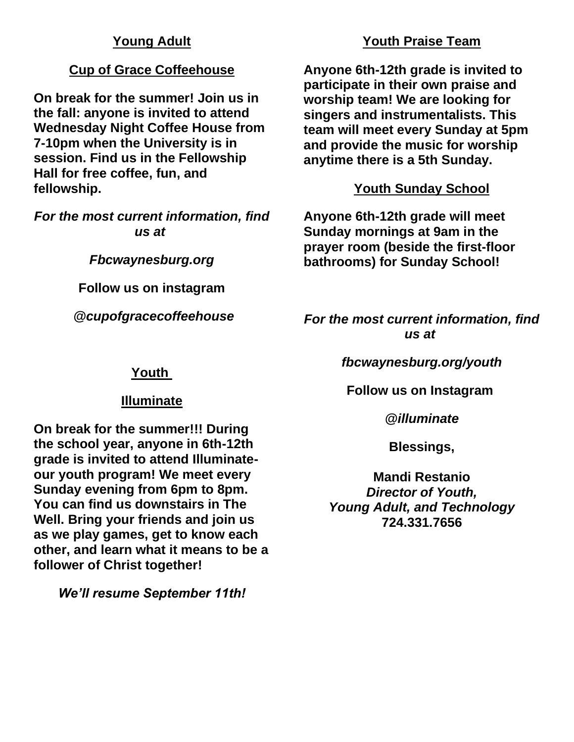## Young Adult

### Cup of Grace Coffeehouse

**On break for the summer! Join us in the fall: anyone is invited to attend Wednesday Night Coffee House from 7-10pm when the University is in session. Find us in the Fellowship Hall for free coffee, fun, and fellowship.**

***For the most current information, find us at***

***Fbcwaynesburg.org***

**Follow us on instagram**

**@*cupofgracecoffeehouse***

## Youth

### Illuminate

**On break for the summer!!! During the school year, anyone in 6th-12th grade is invited to attend Illuminate- our youth program! We meet every Sunday evening from 6pm to 8pm. You can find us downstairs in The Well. Bring your friends and join us as we play games, get to know each other, and learn what it means to be a follower of Christ together!**

***We'll resume September 11th!***

### Youth Praise Team

**Anyone 6th-12th grade is invited to participate in their own praise and worship team! We are looking for singers and instrumentalists. This team will meet every Sunday at 5pm and provide the music for worship anytime there is a 5th Sunday.**

### Youth Sunday School

**Anyone 6th-12th grade will meet Sunday mornings at 9am in the prayer room (beside the first-floor bathrooms) for Sunday School!**

***For the most current information, find us at***

***fbcwaynesburg.org/youth***

**Follow us on Instagram**

**@*illuminate***

**Blessings,**

**Mandi Restanio**
***Director of Youth,***
***Young Adult, and Technology***
**724.331.7656**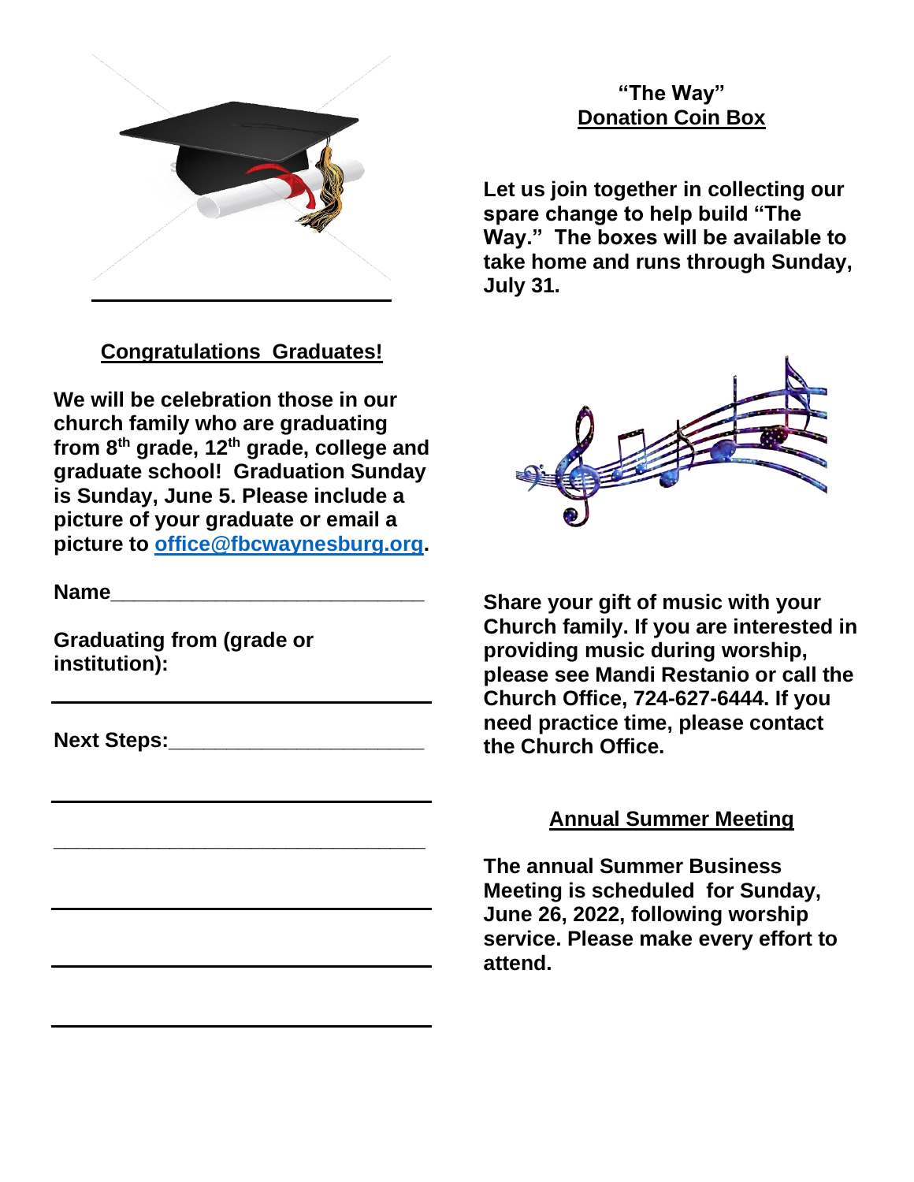## Congratulations Graduates!

**We will be celebration those in our church family who are graduating from 8th grade, 12th grade, college and graduate school! Graduation Sunday is Sunday, June 5. Please include a picture of your graduate or email a picture to [office@fbcwaynesburg.org](mailto:office@fbcwaynesburg.org).**

**Name**___________________________

**Graduating from (grade or institution):**

___________________________________

**Next Steps:**_______________________

___________________________________

___________________________________

___________________________________

___________________________________

___________________________________

## "The Way" Donation Coin Box

**Let us join together in collecting our spare change to help build "The Way." The boxes will be available to take home and runs through Sunday, July 31.**

**Share your gift of music with your Church family. If you are interested in providing music during worship, please see Mandi Restanio or call the Church Office, 724-627-6444. If you need practice time, please contact the Church Office.**

## Annual Summer Meeting

**The annual Summer Business Meeting is scheduled for Sunday, June 26, 2022, following worship service. Please make every effort to attend.**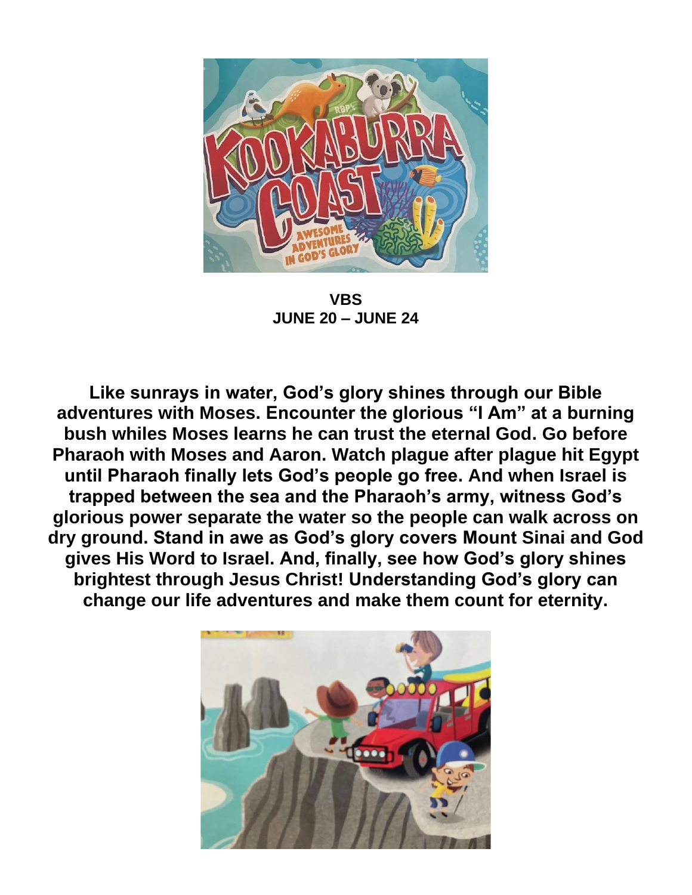**VBS**
**JUNE 20 – JUNE 24**

**Like sunrays in water, God's glory shines through our Bible adventures with Moses. Encounter the glorious "I Am" at a burning bush whiles Moses learns he can trust the eternal God. Go before Pharaoh with Moses and Aaron. Watch plague after plague hit Egypt until Pharaoh finally lets God's people go free. And when Israel is trapped between the sea and the Pharaoh's army, witness God's glorious power separate the water so the people can walk across on dry ground. Stand in awe as God's glory covers Mount Sinai and God gives His Word to Israel. And, finally, see how God's glory shines brightest through Jesus Christ! Understanding God's glory can change our life adventures and make them count for eternity.**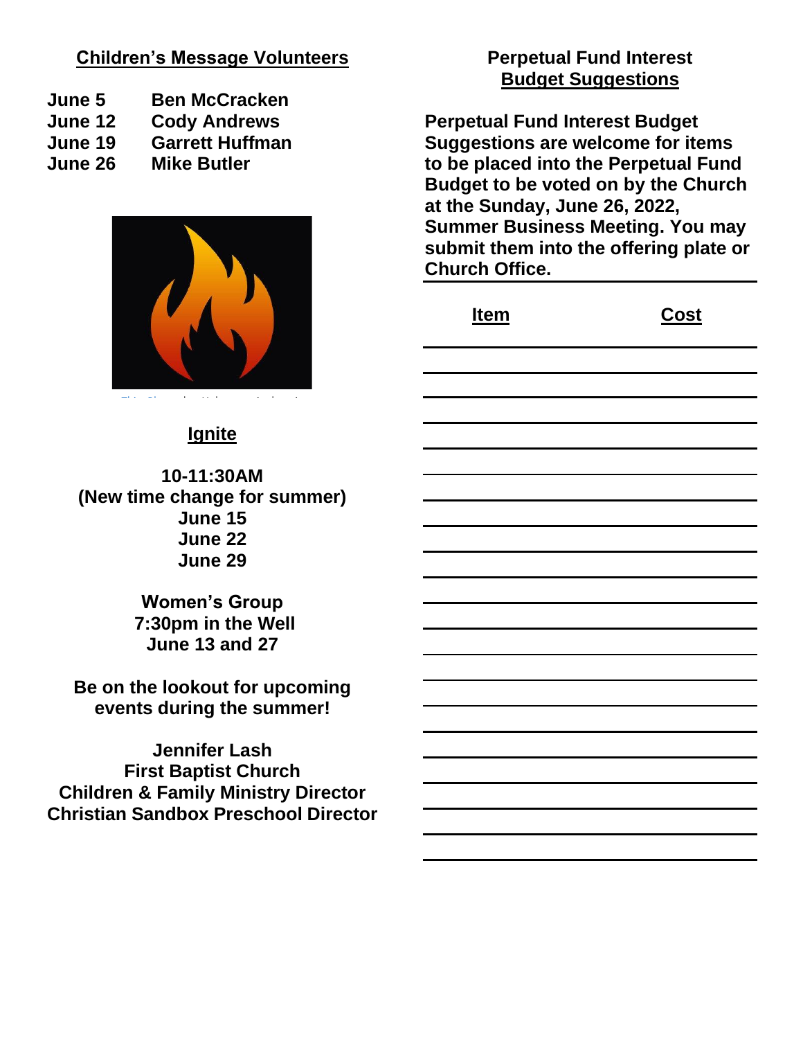## Children's Message Volunteers

| | |
|---|---|
| June 5 | Ben McCracken |
| June 12 | Cody Andrews |
| June 19 | Garrett Huffman |
| June 26 | Mike Butler |

## Ignite

**10-11:30AM**
**(New time change for summer)**
**June 15**
**June 22**
**June 29**

**Women's Group**
**7:30pm in the Well**
**June 13 and 27**

**Be on the lookout for upcoming events during the summer!**

**Jennifer Lash**
**First Baptist Church**
**Children & Family Ministry Director**
**Christian Sandbox Preschool Director**

## Perpetual Fund Interest Budget Suggestions

**Perpetual Fund Interest Budget Suggestions are welcome for items to be placed into the Perpetual Fund Budget to be voted on by the Church at the Sunday, June 26, 2022, Summer Business Meeting. You may submit them into the offering plate or Church Office.**

| Item | Cost |
|---|---|
| | |
| | |
| | |
| | |
| | |
| | |
| | |
| | |
| | |
| | |
| | |
| | |
| | |
| | |
| | |
| | |
| | |
| | |
| | |
| | |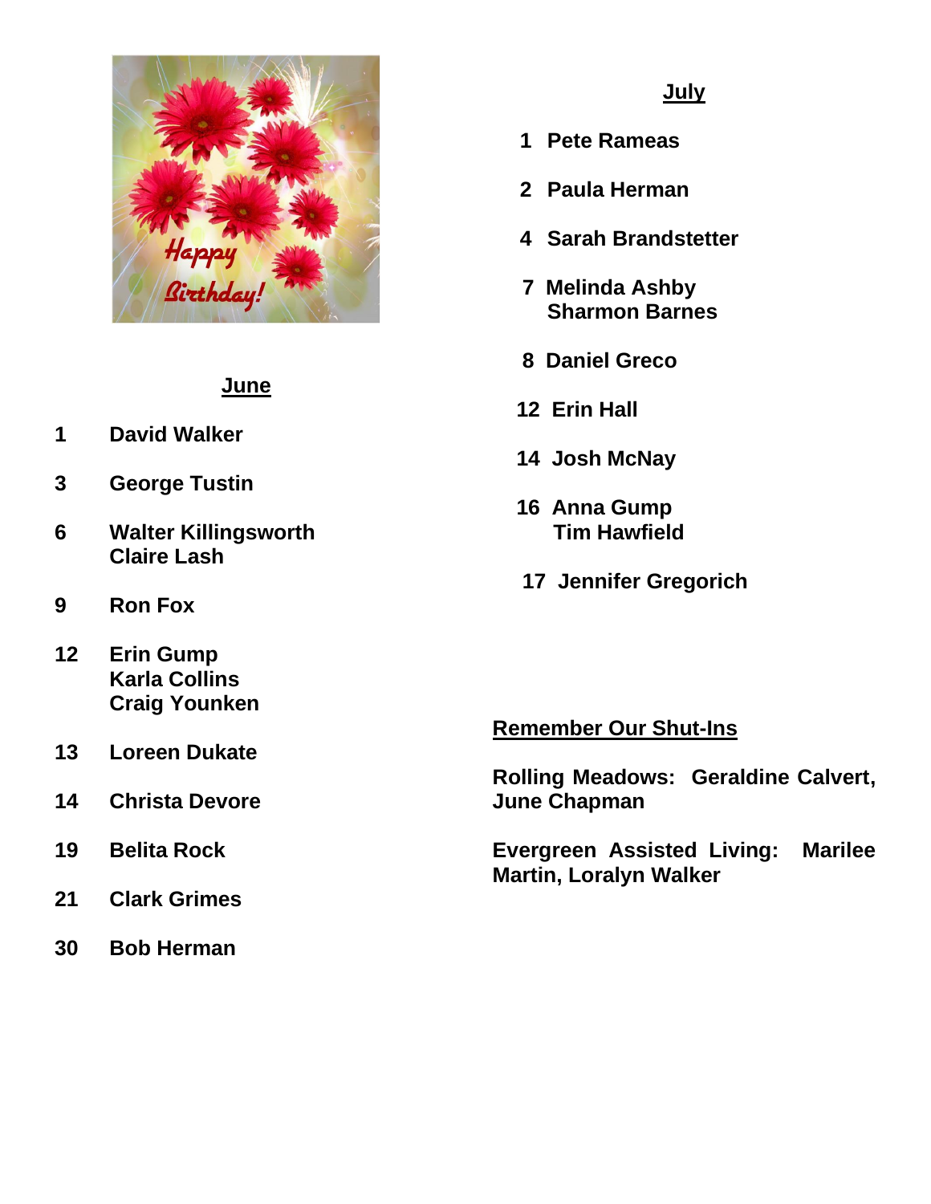## June

1 David Walker

3 George Tustin

6 Walter Killingsworth
Claire Lash

9 Ron Fox

12 Erin Gump
Karla Collins
Craig Younken

13 Loreen Dukate

14 Christa Devore

19 Belita Rock

21 Clark Grimes

30 Bob Herman

## July

1 Pete Rameas

2 Paula Herman

4 Sarah Brandstetter

7 Melinda Ashby
Sharmon Barnes

8 Daniel Greco

12 Erin Hall

14 Josh McNay

16 Anna Gump
Tim Hawfield

17 Jennifer Gregorich

## Remember Our Shut-Ins

**Rolling Meadows:** Geraldine Calvert, June Chapman

**Evergreen Assisted Living:** Marilee Martin, Loralyn Walker